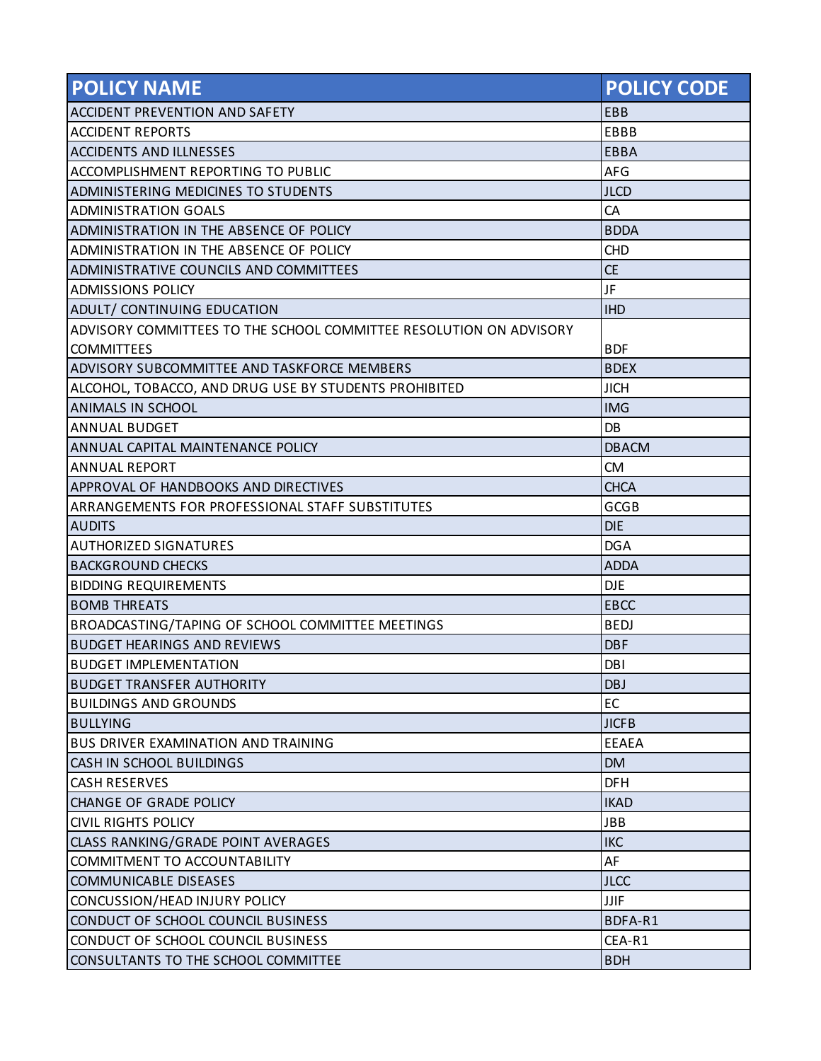| POLICY NAME | POLICY CODE |
| --- | --- |
| ACCIDENT PREVENTION AND SAFETY | EBB |
| ACCIDENT REPORTS | EBBB |
| ACCIDENTS AND ILLNESSES | EBBA |
| ACCOMPLISHMENT REPORTING TO PUBLIC | AFG |
| ADMINISTERING MEDICINES TO STUDENTS | JLCD |
| ADMINISTRATION GOALS | CA |
| ADMINISTRATION IN THE ABSENCE OF POLICY | BDDA |
| ADMINISTRATION IN THE ABSENCE OF POLICY | CHD |
| ADMINISTRATIVE COUNCILS AND COMMITTEES | CE |
| ADMISSIONS POLICY | JF |
| ADULT/ CONTINUING EDUCATION | IHD |
| ADVISORY COMMITTEES TO THE SCHOOL COMMITTEE RESOLUTION ON ADVISORY COMMITTEES | BDF |
| ADVISORY SUBCOMMITTEE AND TASKFORCE MEMBERS | BDEX |
| ALCOHOL, TOBACCO, AND DRUG USE BY STUDENTS PROHIBITED | JICH |
| ANIMALS IN SCHOOL | IMG |
| ANNUAL BUDGET | DB |
| ANNUAL CAPITAL MAINTENANCE POLICY | DBACM |
| ANNUAL REPORT | CM |
| APPROVAL OF HANDBOOKS AND DIRECTIVES | CHCA |
| ARRANGEMENTS FOR PROFESSIONAL STAFF SUBSTITUTES | GCGB |
| AUDITS | DIE |
| AUTHORIZED SIGNATURES | DGA |
| BACKGROUND CHECKS | ADDA |
| BIDDING REQUIREMENTS | DJE |
| BOMB THREATS | EBCC |
| BROADCASTING/TAPING OF SCHOOL COMMITTEE MEETINGS | BEDJ |
| BUDGET HEARINGS AND REVIEWS | DBF |
| BUDGET IMPLEMENTATION | DBI |
| BUDGET TRANSFER AUTHORITY | DBJ |
| BUILDINGS AND GROUNDS | EC |
| BULLYING | JICFB |
| BUS DRIVER EXAMINATION AND TRAINING | EEAEA |
| CASH IN SCHOOL BUILDINGS | DM |
| CASH RESERVES | DFH |
| CHANGE OF GRADE POLICY | IKAD |
| CIVIL RIGHTS POLICY | JBB |
| CLASS RANKING/GRADE POINT AVERAGES | IKC |
| COMMITMENT TO ACCOUNTABILITY | AF |
| COMMUNICABLE DISEASES | JLCC |
| CONCUSSION/HEAD INJURY POLICY | JJIF |
| CONDUCT OF SCHOOL COUNCIL BUSINESS | BDFA-R1 |
| CONDUCT OF SCHOOL COUNCIL BUSINESS | CEA-R1 |
| CONSULTANTS TO THE SCHOOL COMMITTEE | BDH |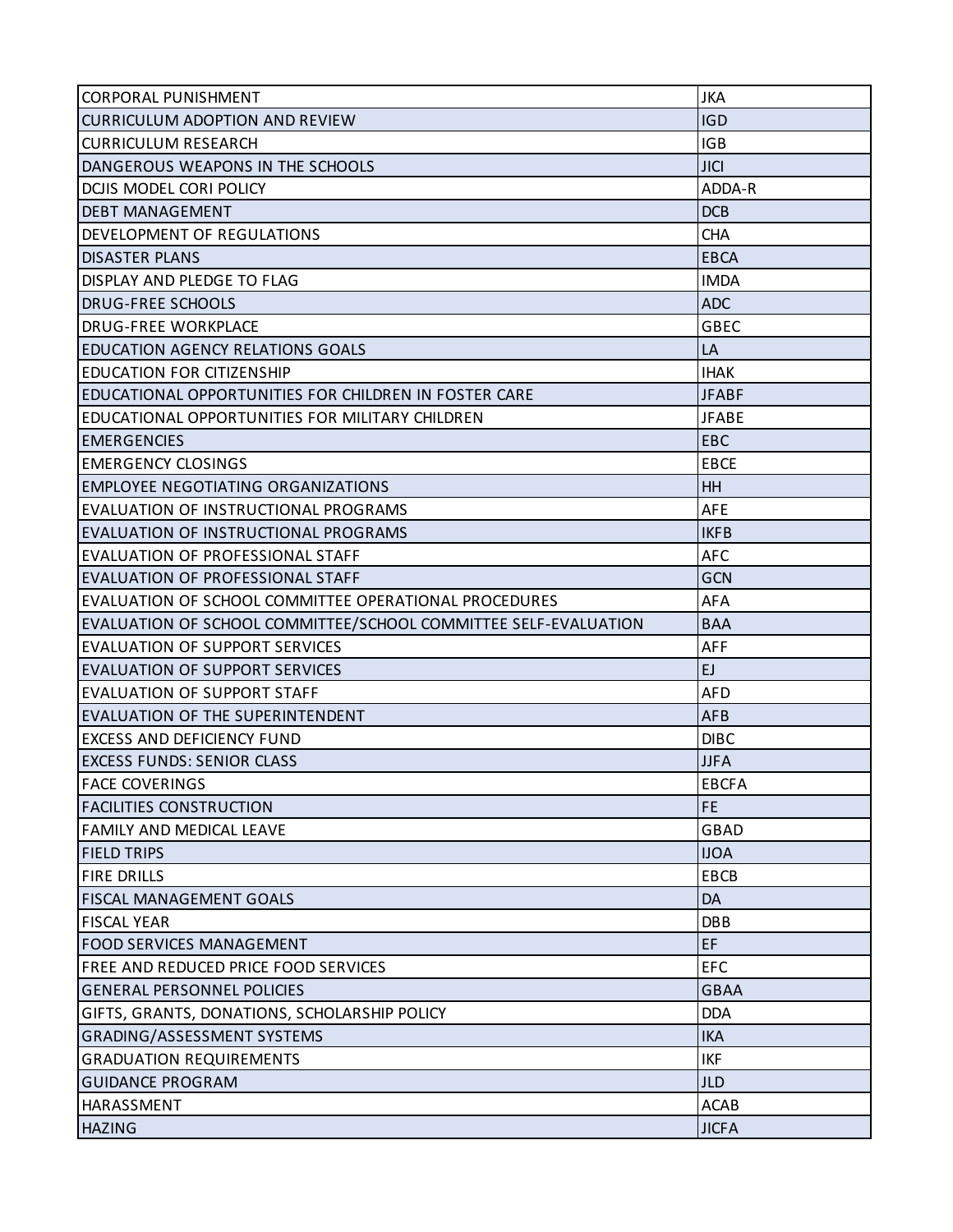| | |
|---|---|
| CORPORAL PUNISHMENT | JKA |
| CURRICULUM ADOPTION AND REVIEW | IGD |
| CURRICULUM RESEARCH | IGB |
| DANGEROUS WEAPONS IN THE SCHOOLS | JICI |
| DCJIS MODEL CORI POLICY | ADDA-R |
| DEBT MANAGEMENT | DCB |
| DEVELOPMENT OF REGULATIONS | CHA |
| DISASTER PLANS | EBCA |
| DISPLAY AND PLEDGE TO FLAG | IMDA |
| DRUG-FREE SCHOOLS | ADC |
| DRUG-FREE WORKPLACE | GBEC |
| EDUCATION AGENCY RELATIONS GOALS | LA |
| EDUCATION FOR CITIZENSHIP | IHAK |
| EDUCATIONAL OPPORTUNITIES FOR CHILDREN IN FOSTER CARE | JFABF |
| EDUCATIONAL OPPORTUNITIES FOR MILITARY CHILDREN | JFABE |
| EMERGENCIES | EBC |
| EMERGENCY CLOSINGS | EBCE |
| EMPLOYEE NEGOTIATING ORGANIZATIONS | HH |
| EVALUATION OF INSTRUCTIONAL PROGRAMS | AFE |
| EVALUATION OF INSTRUCTIONAL PROGRAMS | IKFB |
| EVALUATION OF PROFESSIONAL STAFF | AFC |
| EVALUATION OF PROFESSIONAL STAFF | GCN |
| EVALUATION OF SCHOOL COMMITTEE OPERATIONAL PROCEDURES | AFA |
| EVALUATION OF SCHOOL COMMITTEE/SCHOOL COMMITTEE SELF-EVALUATION | BAA |
| EVALUATION OF SUPPORT SERVICES | AFF |
| EVALUATION OF SUPPORT SERVICES | EJ |
| EVALUATION OF SUPPORT STAFF | AFD |
| EVALUATION OF THE SUPERINTENDENT | AFB |
| EXCESS AND DEFICIENCY FUND | DIBC |
| EXCESS FUNDS: SENIOR CLASS | JJFA |
| FACE COVERINGS | EBCFA |
| FACILITIES CONSTRUCTION | FE |
| FAMILY AND MEDICAL LEAVE | GBAD |
| FIELD TRIPS | IJOA |
| FIRE DRILLS | EBCB |
| FISCAL MANAGEMENT GOALS | DA |
| FISCAL YEAR | DBB |
| FOOD SERVICES MANAGEMENT | EF |
| FREE AND REDUCED PRICE FOOD SERVICES | EFC |
| GENERAL PERSONNEL POLICIES | GBAA |
| GIFTS, GRANTS, DONATIONS, SCHOLARSHIP POLICY | DDA |
| GRADING/ASSESSMENT SYSTEMS | IKA |
| GRADUATION REQUIREMENTS | IKF |
| GUIDANCE PROGRAM | JLD |
| HARASSMENT | ACAB |
| HAZING | JICFA |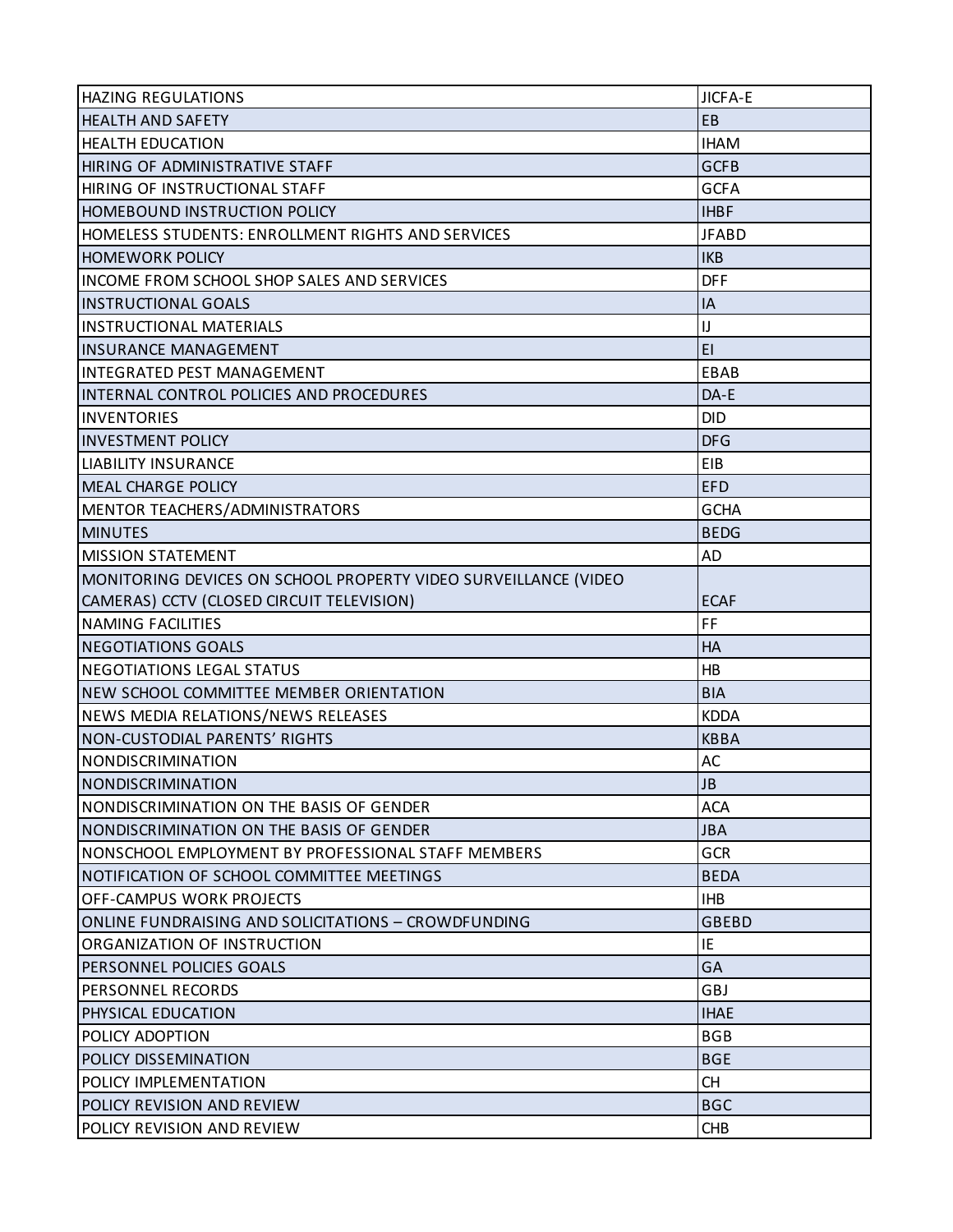| | |
|---|---|
| HAZING REGULATIONS | JICFA-E |
| HEALTH AND SAFETY | EB |
| HEALTH EDUCATION | IHAM |
| HIRING OF ADMINISTRATIVE STAFF | GCFB |
| HIRING OF INSTRUCTIONAL STAFF | GCFA |
| HOMEBOUND INSTRUCTION POLICY | IHBF |
| HOMELESS STUDENTS: ENROLLMENT RIGHTS AND SERVICES | JFABD |
| HOMEWORK POLICY | IKB |
| INCOME FROM SCHOOL SHOP SALES AND SERVICES | DFF |
| INSTRUCTIONAL GOALS | IA |
| INSTRUCTIONAL MATERIALS | IJ |
| INSURANCE MANAGEMENT | EI |
| INTEGRATED PEST MANAGEMENT | EBAB |
| INTERNAL CONTROL POLICIES AND PROCEDURES | DA-E |
| INVENTORIES | DID |
| INVESTMENT POLICY | DFG |
| LIABILITY INSURANCE | EIB |
| MEAL CHARGE POLICY | EFD |
| MENTOR TEACHERS/ADMINISTRATORS | GCHA |
| MINUTES | BEDG |
| MISSION STATEMENT | AD |
| MONITORING DEVICES ON SCHOOL PROPERTY VIDEO SURVEILLANCE (VIDEO CAMERAS) CCTV (CLOSED CIRCUIT TELEVISION) | ECAF |
| NAMING FACILITIES | FF |
| NEGOTIATIONS GOALS | HA |
| NEGOTIATIONS LEGAL STATUS | HB |
| NEW SCHOOL COMMITTEE MEMBER ORIENTATION | BIA |
| NEWS MEDIA RELATIONS/NEWS RELEASES | KDDA |
| NON-CUSTODIAL PARENTS' RIGHTS | KBBA |
| NONDISCRIMINATION | AC |
| NONDISCRIMINATION | JB |
| NONDISCRIMINATION ON THE BASIS OF GENDER | ACA |
| NONDISCRIMINATION ON THE BASIS OF GENDER | JBA |
| NONSCHOOL EMPLOYMENT BY PROFESSIONAL STAFF MEMBERS | GCR |
| NOTIFICATION OF SCHOOL COMMITTEE MEETINGS | BEDA |
| OFF-CAMPUS WORK PROJECTS | IHB |
| ONLINE FUNDRAISING AND SOLICITATIONS – CROWDFUNDING | GBEBD |
| ORGANIZATION OF INSTRUCTION | IE |
| PERSONNEL POLICIES GOALS | GA |
| PERSONNEL RECORDS | GBJ |
| PHYSICAL EDUCATION | IHAE |
| POLICY ADOPTION | BGB |
| POLICY DISSEMINATION | BGE |
| POLICY IMPLEMENTATION | CH |
| POLICY REVISION AND REVIEW | BGC |
| POLICY REVISION AND REVIEW | CHB |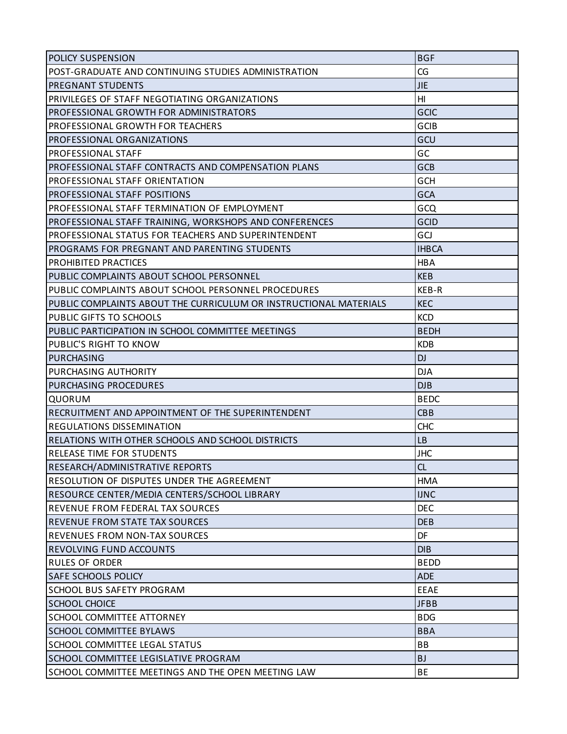| | |
|---|---|
| POLICY SUSPENSION | BGF |
| POST-GRADUATE AND CONTINUING STUDIES ADMINISTRATION | CG |
| PREGNANT STUDENTS | JIE |
| PRIVILEGES OF STAFF NEGOTIATING ORGANIZATIONS | HI |
| PROFESSIONAL GROWTH FOR ADMINISTRATORS | GCIC |
| PROFESSIONAL GROWTH FOR TEACHERS | GCIB |
| PROFESSIONAL ORGANIZATIONS | GCU |
| PROFESSIONAL STAFF | GC |
| PROFESSIONAL STAFF CONTRACTS AND COMPENSATION PLANS | GCB |
| PROFESSIONAL STAFF ORIENTATION | GCH |
| PROFESSIONAL STAFF POSITIONS | GCA |
| PROFESSIONAL STAFF TERMINATION OF EMPLOYMENT | GCQ |
| PROFESSIONAL STAFF TRAINING, WORKSHOPS AND CONFERENCES | GCID |
| PROFESSIONAL STATUS FOR TEACHERS AND SUPERINTENDENT | GCJ |
| PROGRAMS FOR PREGNANT AND PARENTING STUDENTS | IHBCA |
| PROHIBITED PRACTICES | HBA |
| PUBLIC COMPLAINTS ABOUT SCHOOL PERSONNEL | KEB |
| PUBLIC COMPLAINTS ABOUT SCHOOL PERSONNEL PROCEDURES | KEB-R |
| PUBLIC COMPLAINTS ABOUT THE CURRICULUM OR INSTRUCTIONAL MATERIALS | KEC |
| PUBLIC GIFTS TO SCHOOLS | KCD |
| PUBLIC PARTICIPATION IN SCHOOL COMMITTEE MEETINGS | BEDH |
| PUBLIC'S RIGHT TO KNOW | KDB |
| PURCHASING | DJ |
| PURCHASING AUTHORITY | DJA |
| PURCHASING PROCEDURES | DJB |
| QUORUM | BEDC |
| RECRUITMENT AND APPOINTMENT OF THE SUPERINTENDENT | CBB |
| REGULATIONS DISSEMINATION | CHC |
| RELATIONS WITH OTHER SCHOOLS AND SCHOOL DISTRICTS | LB |
| RELEASE TIME FOR STUDENTS | JHC |
| RESEARCH/ADMINISTRATIVE REPORTS | CL |
| RESOLUTION OF DISPUTES UNDER THE AGREEMENT | HMA |
| RESOURCE CENTER/MEDIA CENTERS/SCHOOL LIBRARY | IJNC |
| REVENUE FROM FEDERAL TAX SOURCES | DEC |
| REVENUE FROM STATE TAX SOURCES | DEB |
| REVENUES FROM NON-TAX SOURCES | DF |
| REVOLVING FUND ACCOUNTS | DIB |
| RULES OF ORDER | BEDD |
| SAFE SCHOOLS POLICY | ADE |
| SCHOOL BUS SAFETY PROGRAM | EEAE |
| SCHOOL CHOICE | JFBB |
| SCHOOL COMMITTEE ATTORNEY | BDG |
| SCHOOL COMMITTEE BYLAWS | BBA |
| SCHOOL COMMITTEE LEGAL STATUS | BB |
| SCHOOL COMMITTEE LEGISLATIVE PROGRAM | BJ |
| SCHOOL COMMITTEE MEETINGS AND THE OPEN MEETING LAW | BE |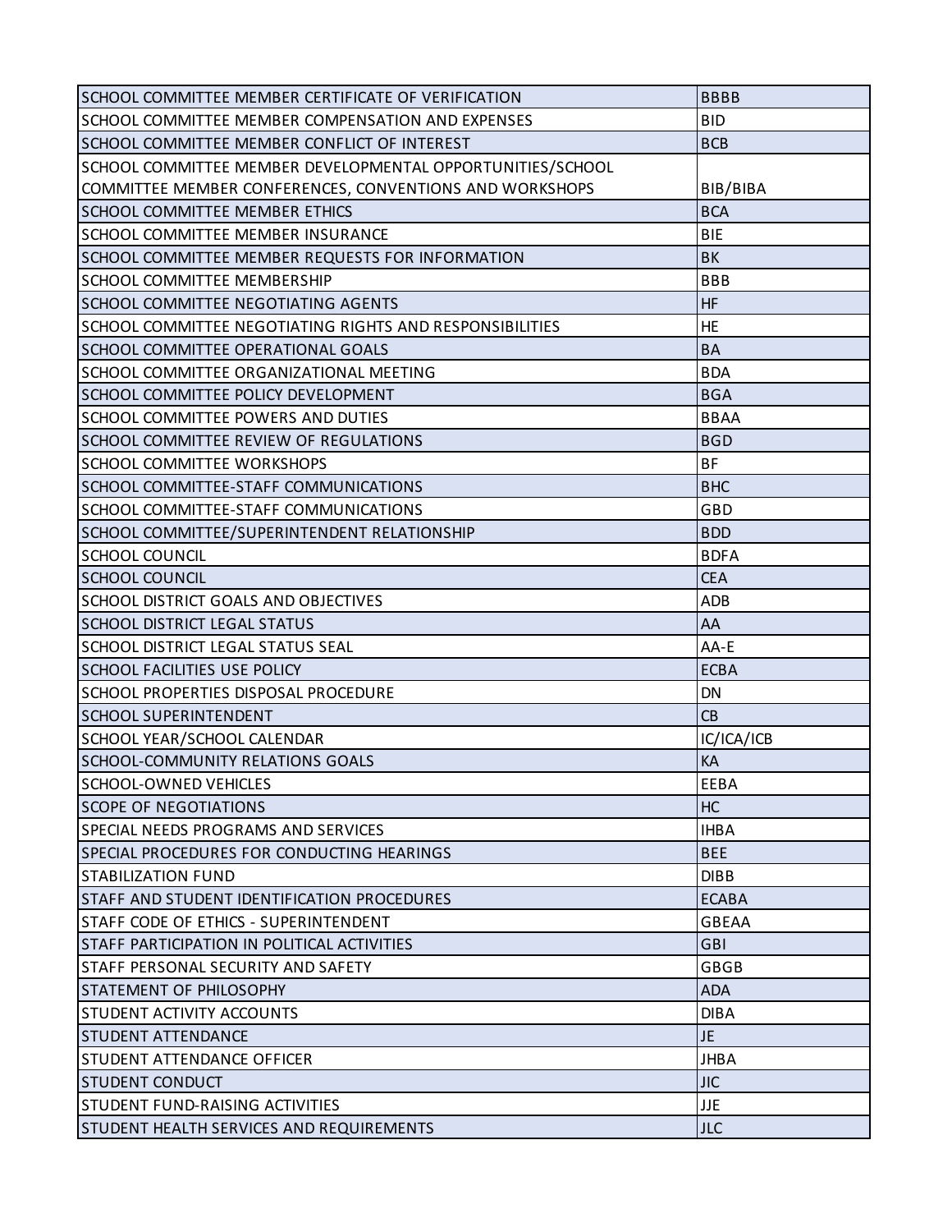| | |
|---|---|
| SCHOOL COMMITTEE MEMBER CERTIFICATE OF VERIFICATION | BBBB |
| SCHOOL COMMITTEE MEMBER COMPENSATION AND EXPENSES | BID |
| SCHOOL COMMITTEE MEMBER CONFLICT OF INTEREST | BCB |
| SCHOOL COMMITTEE MEMBER DEVELOPMENTAL OPPORTUNITIES/SCHOOL COMMITTEE MEMBER CONFERENCES, CONVENTIONS AND WORKSHOPS | BIB/BIBA |
| SCHOOL COMMITTEE MEMBER ETHICS | BCA |
| SCHOOL COMMITTEE MEMBER INSURANCE | BIE |
| SCHOOL COMMITTEE MEMBER REQUESTS FOR INFORMATION | BK |
| SCHOOL COMMITTEE MEMBERSHIP | BBB |
| SCHOOL COMMITTEE NEGOTIATING AGENTS | HF |
| SCHOOL COMMITTEE NEGOTIATING RIGHTS AND RESPONSIBILITIES | HE |
| SCHOOL COMMITTEE OPERATIONAL GOALS | BA |
| SCHOOL COMMITTEE ORGANIZATIONAL MEETING | BDA |
| SCHOOL COMMITTEE POLICY DEVELOPMENT | BGA |
| SCHOOL COMMITTEE POWERS AND DUTIES | BBAA |
| SCHOOL COMMITTEE REVIEW OF REGULATIONS | BGD |
| SCHOOL COMMITTEE WORKSHOPS | BF |
| SCHOOL COMMITTEE-STAFF COMMUNICATIONS | BHC |
| SCHOOL COMMITTEE-STAFF COMMUNICATIONS | GBD |
| SCHOOL COMMITTEE/SUPERINTENDENT RELATIONSHIP | BDD |
| SCHOOL COUNCIL | BDFA |
| SCHOOL COUNCIL | CEA |
| SCHOOL DISTRICT GOALS AND OBJECTIVES | ADB |
| SCHOOL DISTRICT LEGAL STATUS | AA |
| SCHOOL DISTRICT LEGAL STATUS SEAL | AA-E |
| SCHOOL FACILITIES USE POLICY | ECBA |
| SCHOOL PROPERTIES DISPOSAL PROCEDURE | DN |
| SCHOOL SUPERINTENDENT | CB |
| SCHOOL YEAR/SCHOOL CALENDAR | IC/ICA/ICB |
| SCHOOL-COMMUNITY RELATIONS GOALS | KA |
| SCHOOL-OWNED VEHICLES | EEBA |
| SCOPE OF NEGOTIATIONS | HC |
| SPECIAL NEEDS PROGRAMS AND SERVICES | IHBA |
| SPECIAL PROCEDURES FOR CONDUCTING HEARINGS | BEE |
| STABILIZATION FUND | DIBB |
| STAFF AND STUDENT IDENTIFICATION PROCEDURES | ECABA |
| STAFF CODE OF ETHICS - SUPERINTENDENT | GBEAA |
| STAFF PARTICIPATION IN POLITICAL ACTIVITIES | GBI |
| STAFF PERSONAL SECURITY AND SAFETY | GBGB |
| STATEMENT OF PHILOSOPHY | ADA |
| STUDENT ACTIVITY ACCOUNTS | DIBA |
| STUDENT ATTENDANCE | JE |
| STUDENT ATTENDANCE OFFICER | JHBA |
| STUDENT CONDUCT | JIC |
| STUDENT FUND-RAISING ACTIVITIES | JJE |
| STUDENT HEALTH SERVICES AND REQUIREMENTS | JLC |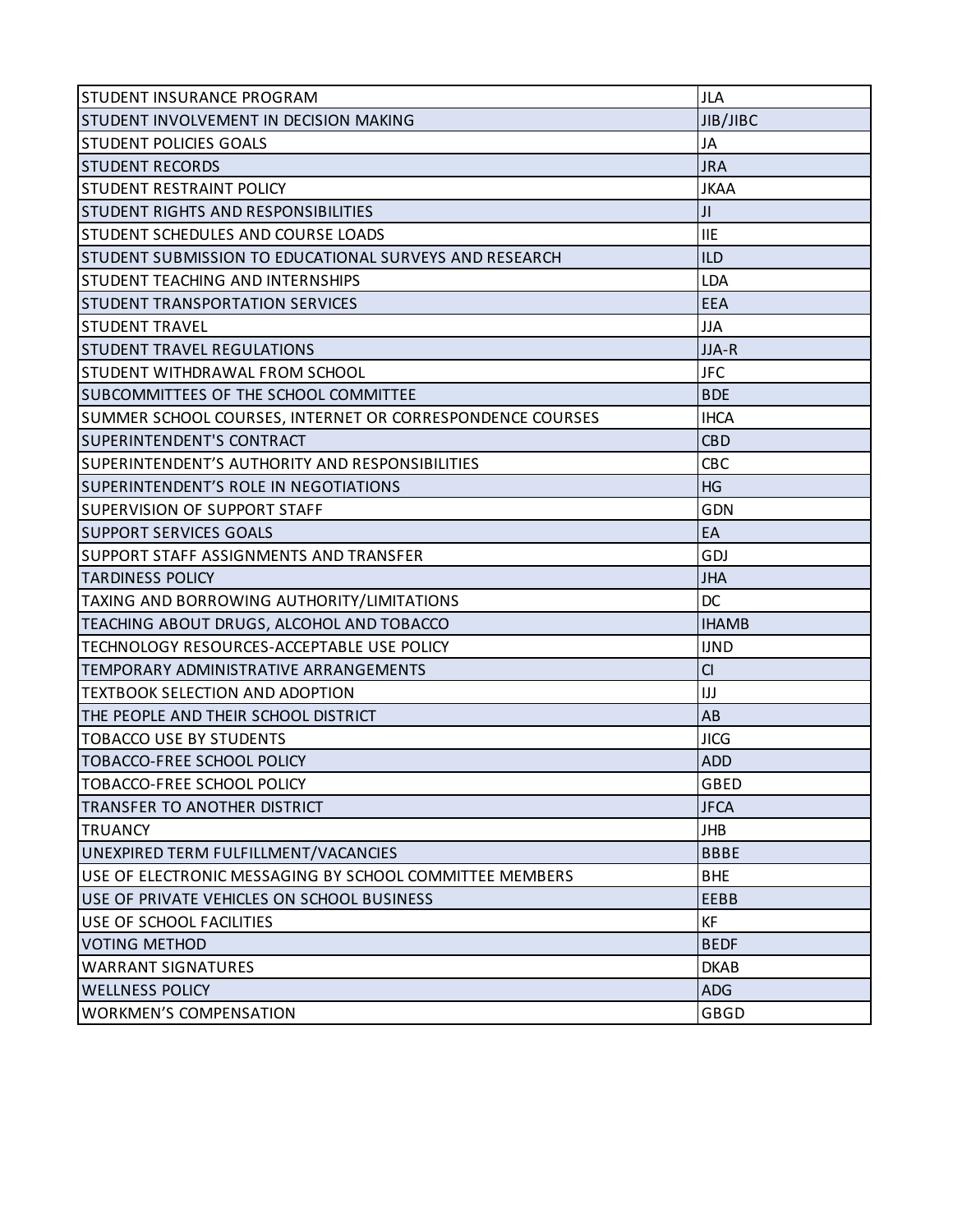| | |
|---|---|
| STUDENT INSURANCE PROGRAM | JLA |
| STUDENT INVOLVEMENT IN DECISION MAKING | JIB/JIBC |
| STUDENT POLICIES GOALS | JA |
| STUDENT RECORDS | JRA |
| STUDENT RESTRAINT POLICY | JKAA |
| STUDENT RIGHTS AND RESPONSIBILITIES | JI |
| STUDENT SCHEDULES AND COURSE LOADS | IIE |
| STUDENT SUBMISSION TO EDUCATIONAL SURVEYS AND RESEARCH | ILD |
| STUDENT TEACHING AND INTERNSHIPS | LDA |
| STUDENT TRANSPORTATION SERVICES | EEA |
| STUDENT TRAVEL | JJA |
| STUDENT TRAVEL REGULATIONS | JJA-R |
| STUDENT WITHDRAWAL FROM SCHOOL | JFC |
| SUBCOMMITTEES OF THE SCHOOL COMMITTEE | BDE |
| SUMMER SCHOOL COURSES, INTERNET OR CORRESPONDENCE COURSES | IHCA |
| SUPERINTENDENT'S CONTRACT | CBD |
| SUPERINTENDENT’S AUTHORITY AND RESPONSIBILITIES | CBC |
| SUPERINTENDENT’S ROLE IN NEGOTIATIONS | HG |
| SUPERVISION OF SUPPORT STAFF | GDN |
| SUPPORT SERVICES GOALS | EA |
| SUPPORT STAFF ASSIGNMENTS AND TRANSFER | GDJ |
| TARDINESS POLICY | JHA |
| TAXING AND BORROWING AUTHORITY/LIMITATIONS | DC |
| TEACHING ABOUT DRUGS, ALCOHOL AND TOBACCO | IHAMB |
| TECHNOLOGY RESOURCES-ACCEPTABLE USE POLICY | IJND |
| TEMPORARY ADMINISTRATIVE ARRANGEMENTS | CI |
| TEXTBOOK SELECTION AND ADOPTION | IJJ |
| THE PEOPLE AND THEIR SCHOOL DISTRICT | AB |
| TOBACCO USE BY STUDENTS | JICG |
| TOBACCO-FREE SCHOOL POLICY | ADD |
| TOBACCO-FREE SCHOOL POLICY | GBED |
| TRANSFER TO ANOTHER DISTRICT | JFCA |
| TRUANCY | JHB |
| UNEXPIRED TERM FULFILLMENT/VACANCIES | BBBE |
| USE OF ELECTRONIC MESSAGING BY SCHOOL COMMITTEE MEMBERS | BHE |
| USE OF PRIVATE VEHICLES ON SCHOOL BUSINESS | EEBB |
| USE OF SCHOOL FACILITIES | KF |
| VOTING METHOD | BEDF |
| WARRANT SIGNATURES | DKAB |
| WELLNESS POLICY | ADG |
| WORKMEN’S COMPENSATION | GBGD |